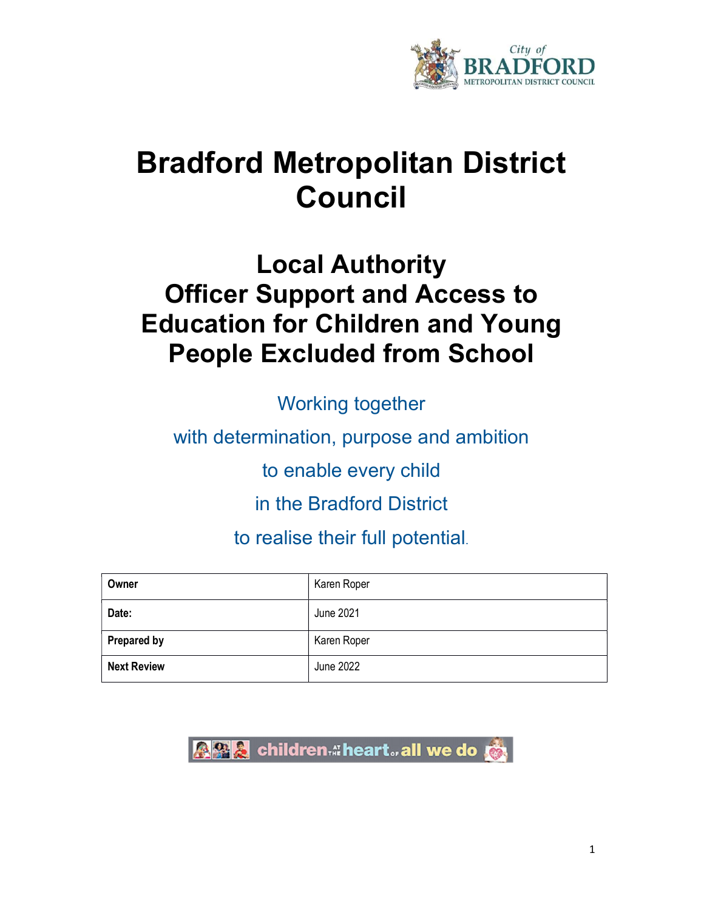# Bradford Metropolitan District Council

## Local Authority Officer Support and Access to Education for Children and Young People Excluded from School

Working together

with determination, purpose and ambition

to enable every child

in the Bradford District

to realise their full potential.

| **Owner** | Karen Roper |
|---|---|
| **Date:** | June 2021 |
| **Prepared by** | Karen Roper |
| **Next Review** | June 2022 |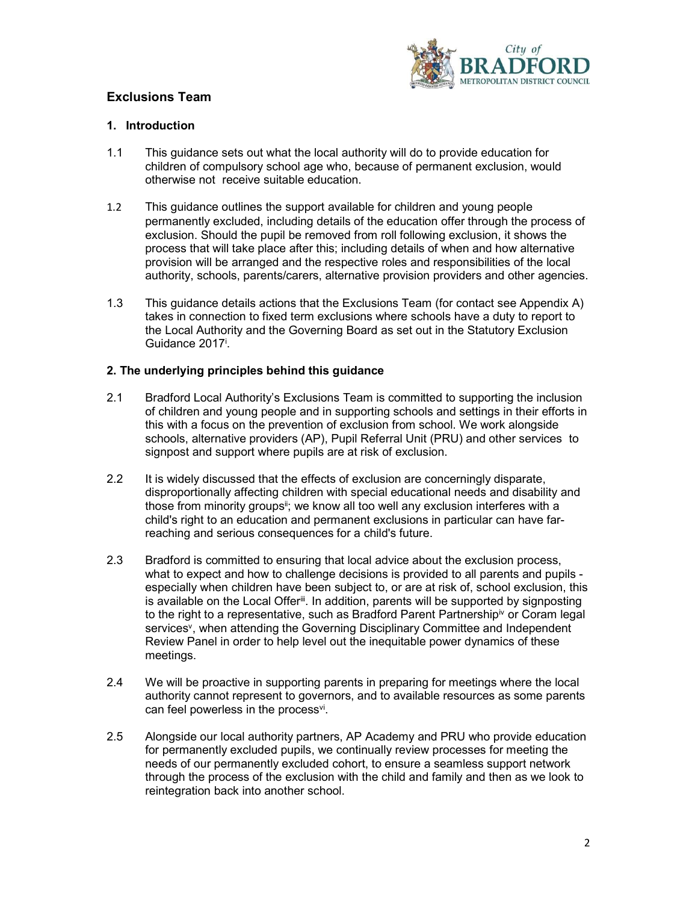## Exclusions Team

### 1. Introduction

1.1 This guidance sets out what the local authority will do to provide education for children of compulsory school age who, because of permanent exclusion, would otherwise not receive suitable education.

1.2 This guidance outlines the support available for children and young people permanently excluded, including details of the education offer through the process of exclusion. Should the pupil be removed from roll following exclusion, it shows the process that will take place after this; including details of when and how alternative provision will be arranged and the respective roles and responsibilities of the local authority, schools, parents/carers, alternative provision providers and other agencies.

1.3 This guidance details actions that the Exclusions Team (for contact see Appendix A) takes in connection to fixed term exclusions where schools have a duty to report to the Local Authority and the Governing Board as set out in the Statutory Exclusion Guidance 2017[i].

### 2. The underlying principles behind this guidance

2.1 Bradford Local Authority's Exclusions Team is committed to supporting the inclusion of children and young people and in supporting schools and settings in their efforts in this with a focus on the prevention of exclusion from school. We work alongside schools, alternative providers (AP), Pupil Referral Unit (PRU) and other services to signpost and support where pupils are at risk of exclusion.

2.2 It is widely discussed that the effects of exclusion are concerningly disparate, disproportionally affecting children with special educational needs and disability and those from minority groups[ii]; we know all too well any exclusion interferes with a child's right to an education and permanent exclusions in particular can have far-reaching and serious consequences for a child's future.

2.3 Bradford is committed to ensuring that local advice about the exclusion process, what to expect and how to challenge decisions is provided to all parents and pupils - especially when children have been subject to, or are at risk of, school exclusion, this is available on the Local Offer[iii]. In addition, parents will be supported by signposting to the right to a representative, such as Bradford Parent Partnership[iv] or Coram legal services[v], when attending the Governing Disciplinary Committee and Independent Review Panel in order to help level out the inequitable power dynamics of these meetings.

2.4 We will be proactive in supporting parents in preparing for meetings where the local authority cannot represent to governors, and to available resources as some parents can feel powerless in the process[vi].

2.5 Alongside our local authority partners, AP Academy and PRU who provide education for permanently excluded pupils, we continually review processes for meeting the needs of our permanently excluded cohort, to ensure a seamless support network through the process of the exclusion with the child and family and then as we look to reintegration back into another school.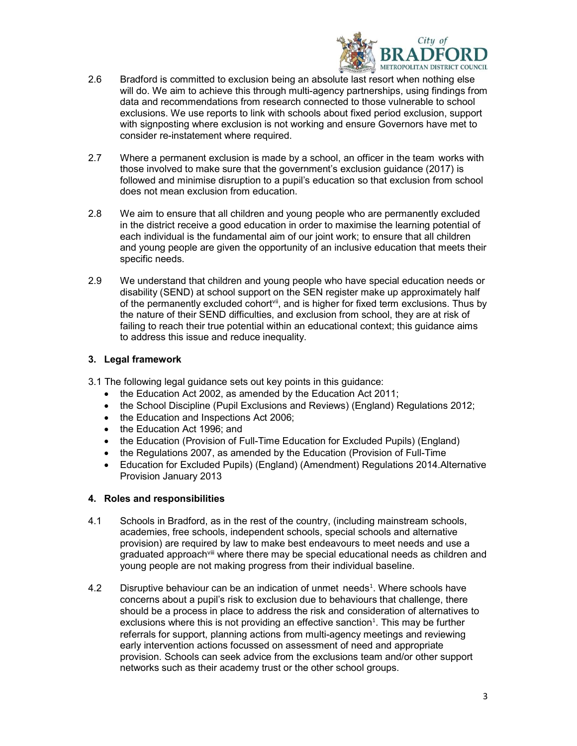2.6 Bradford is committed to exclusion being an absolute last resort when nothing else will do. We aim to achieve this through multi-agency partnerships, using findings from data and recommendations from research connected to those vulnerable to school exclusions. We use reports to link with schools about fixed period exclusion, support with signposting where exclusion is not working and ensure Governors have met to consider re-instatement where required.

2.7 Where a permanent exclusion is made by a school, an officer in the team works with those involved to make sure that the government's exclusion guidance (2017) is followed and minimise disruption to a pupil's education so that exclusion from school does not mean exclusion from education.

2.8 We aim to ensure that all children and young people who are permanently excluded in the district receive a good education in order to maximise the learning potential of each individual is the fundamental aim of our joint work; to ensure that all children and young people are given the opportunity of an inclusive education that meets their specific needs.

2.9 We understand that children and young people who have special education needs or disability (SEND) at school support on the SEN register make up approximately half of the permanently excluded cohort[vii], and is higher for fixed term exclusions. Thus by the nature of their SEND difficulties, and exclusion from school, they are at risk of failing to reach their true potential within an educational context; this guidance aims to address this issue and reduce inequality.

## 3. Legal framework

3.1 The following legal guidance sets out key points in this guidance:

- the Education Act 2002, as amended by the Education Act 2011;
- the School Discipline (Pupil Exclusions and Reviews) (England) Regulations 2012;
- the Education and Inspections Act 2006;
- the Education Act 1996; and
- the Education (Provision of Full-Time Education for Excluded Pupils) (England)
- the Regulations 2007, as amended by the Education (Provision of Full-Time
- Education for Excluded Pupils) (England) (Amendment) Regulations 2014.Alternative Provision January 2013

## 4. Roles and responsibilities

4.1 Schools in Bradford, as in the rest of the country, (including mainstream schools, academies, free schools, independent schools, special schools and alternative provision) are required by law to make best endeavours to meet needs and use a graduated approach[viii] where there may be special educational needs as children and young people are not making progress from their individual baseline.

4.2 Disruptive behaviour can be an indication of unmet needs[1]. Where schools have concerns about a pupil's risk to exclusion due to behaviours that challenge, there should be a process in place to address the risk and consideration of alternatives to exclusions where this is not providing an effective sanction[1]. This may be further referrals for support, planning actions from multi-agency meetings and reviewing early intervention actions focussed on assessment of need and appropriate provision. Schools can seek advice from the exclusions team and/or other support networks such as their academy trust or the other school groups.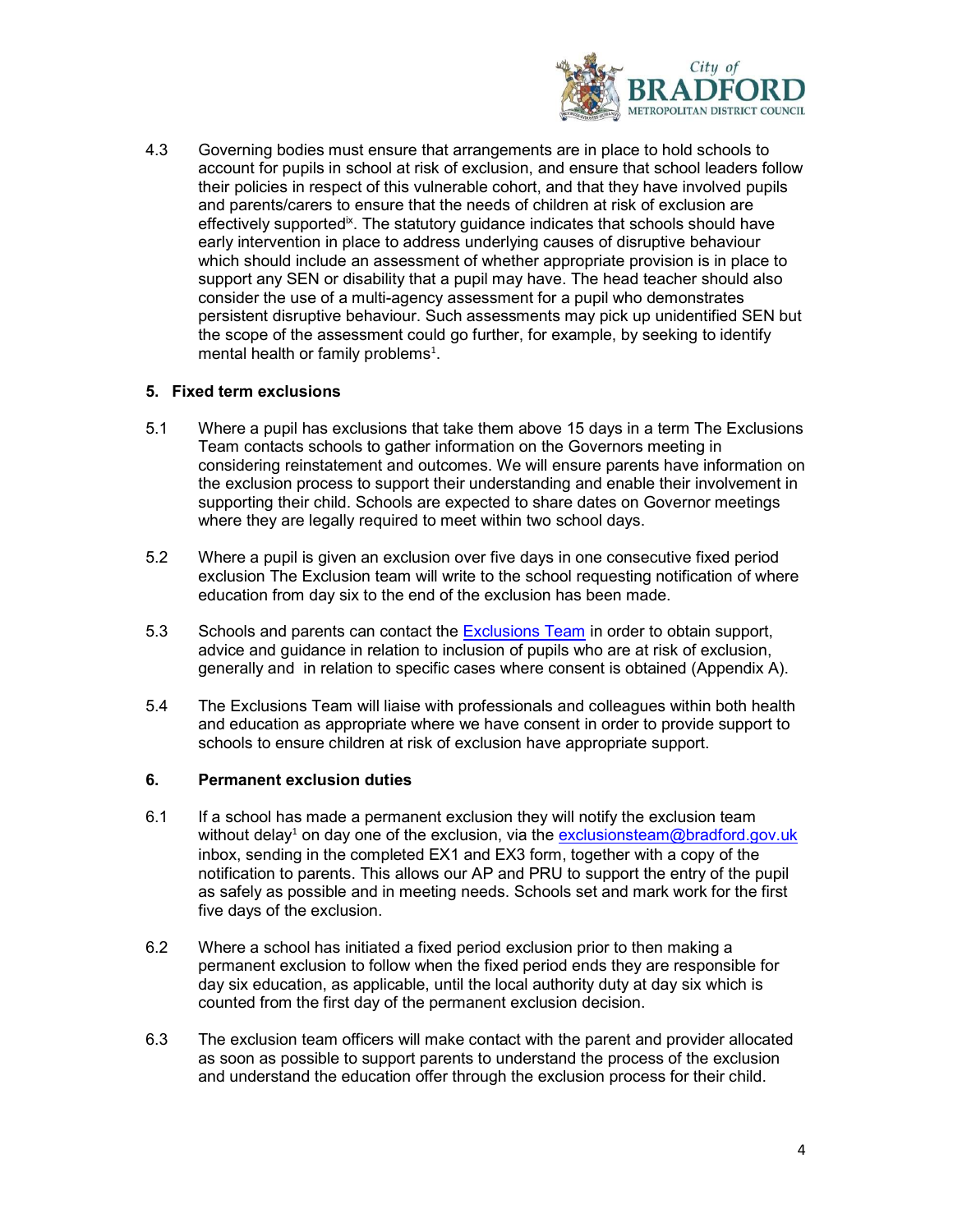4.3 Governing bodies must ensure that arrangements are in place to hold schools to account for pupils in school at risk of exclusion, and ensure that school leaders follow their policies in respect of this vulnerable cohort, and that they have involved pupils and parents/carers to ensure that the needs of children at risk of exclusion are effectively supported[ix]. The statutory guidance indicates that schools should have early intervention in place to address underlying causes of disruptive behaviour which should include an assessment of whether appropriate provision is in place to support any SEN or disability that a pupil may have. The head teacher should also consider the use of a multi-agency assessment for a pupil who demonstrates persistent disruptive behaviour. Such assessments may pick up unidentified SEN but the scope of the assessment could go further, for example, by seeking to identify mental health or family problems[1].

## 5. Fixed term exclusions

5.1 Where a pupil has exclusions that take them above 15 days in a term The Exclusions Team contacts schools to gather information on the Governors meeting in considering reinstatement and outcomes. We will ensure parents have information on the exclusion process to support their understanding and enable their involvement in supporting their child. Schools are expected to share dates on Governor meetings where they are legally required to meet within two school days.

5.2 Where a pupil is given an exclusion over five days in one consecutive fixed period exclusion The Exclusion team will write to the school requesting notification of where education from day six to the end of the exclusion has been made.

5.3 Schools and parents can contact the [Exclusions Team] in order to obtain support, advice and guidance in relation to inclusion of pupils who are at risk of exclusion, generally and in relation to specific cases where consent is obtained (Appendix A).

5.4 The Exclusions Team will liaise with professionals and colleagues within both health and education as appropriate where we have consent in order to provide support to schools to ensure children at risk of exclusion have appropriate support.

## 6. Permanent exclusion duties

6.1 If a school has made a permanent exclusion they will notify the exclusion team without delay[1] on day one of the exclusion, via the exclusionsteam@bradford.gov.uk inbox, sending in the completed EX1 and EX3 form, together with a copy of the notification to parents. This allows our AP and PRU to support the entry of the pupil as safely as possible and in meeting needs. Schools set and mark work for the first five days of the exclusion.

6.2 Where a school has initiated a fixed period exclusion prior to then making a permanent exclusion to follow when the fixed period ends they are responsible for day six education, as applicable, until the local authority duty at day six which is counted from the first day of the permanent exclusion decision.

6.3 The exclusion team officers will make contact with the parent and provider allocated as soon as possible to support parents to understand the process of the exclusion and understand the education offer through the exclusion process for their child.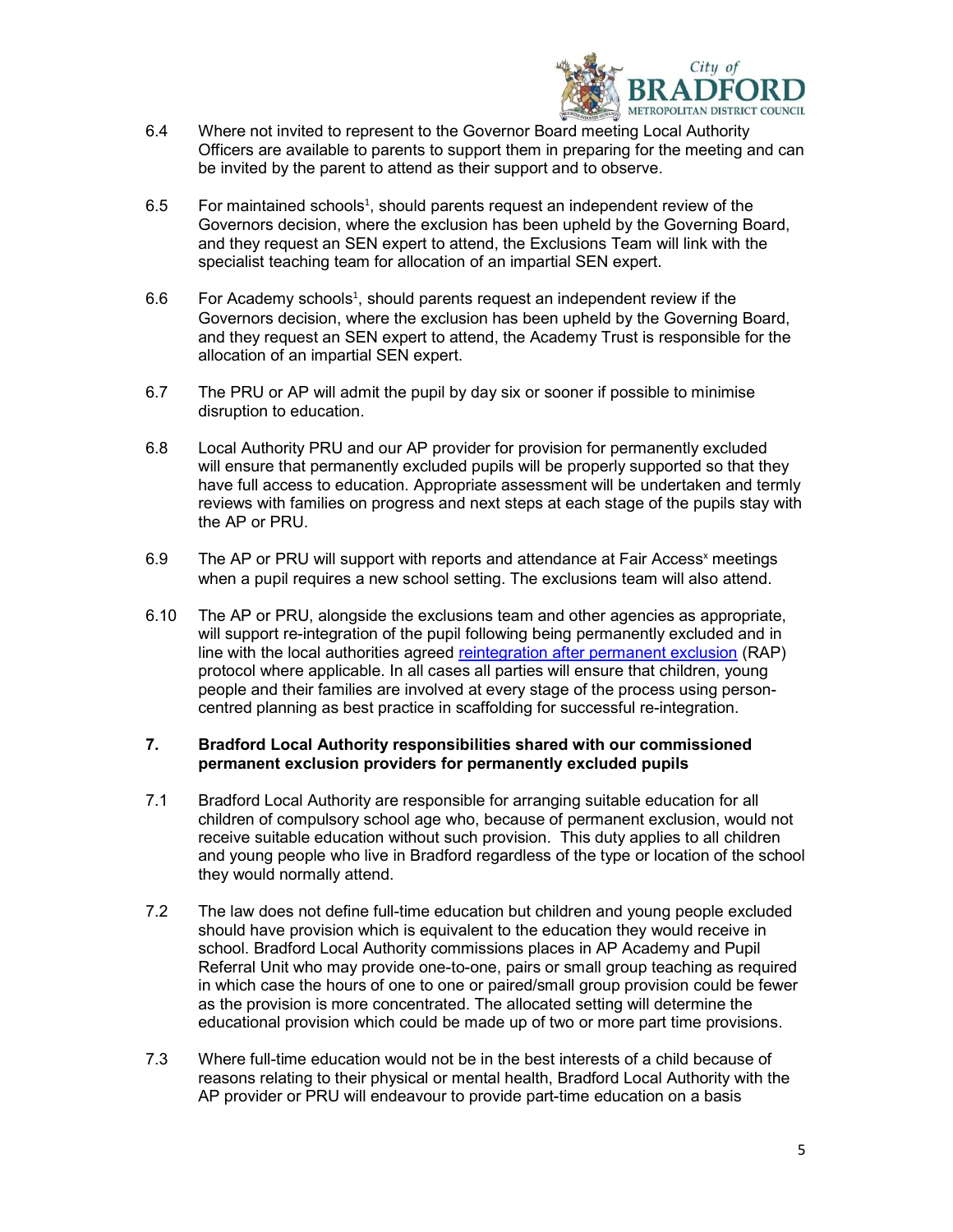6.4 Where not invited to represent to the Governor Board meeting Local Authority Officers are available to parents to support them in preparing for the meeting and can be invited by the parent to attend as their support and to observe.

6.5 For maintained schools[1], should parents request an independent review of the Governors decision, where the exclusion has been upheld by the Governing Board, and they request an SEN expert to attend, the Exclusions Team will link with the specialist teaching team for allocation of an impartial SEN expert.

6.6 For Academy schools[1], should parents request an independent review if the Governors decision, where the exclusion has been upheld by the Governing Board, and they request an SEN expert to attend, the Academy Trust is responsible for the allocation of an impartial SEN expert.

6.7 The PRU or AP will admit the pupil by day six or sooner if possible to minimise disruption to education.

6.8 Local Authority PRU and our AP provider for provision for permanently excluded will ensure that permanently excluded pupils will be properly supported so that they have full access to education. Appropriate assessment will be undertaken and termly reviews with families on progress and next steps at each stage of the pupils stay with the AP or PRU.

6.9 The AP or PRU will support with reports and attendance at Fair Access[x] meetings when a pupil requires a new school setting. The exclusions team will also attend.

6.10 The AP or PRU, alongside the exclusions team and other agencies as appropriate, will support re-integration of the pupil following being permanently excluded and in line with the local authorities agreed reintegration after permanent exclusion (RAP) protocol where applicable. In all cases all parties will ensure that children, young people and their families are involved at every stage of the process using person-centred planning as best practice in scaffolding for successful re-integration.

## 7. Bradford Local Authority responsibilities shared with our commissioned permanent exclusion providers for permanently excluded pupils

7.1 Bradford Local Authority are responsible for arranging suitable education for all children of compulsory school age who, because of permanent exclusion, would not receive suitable education without such provision. This duty applies to all children and young people who live in Bradford regardless of the type or location of the school they would normally attend.

7.2 The law does not define full-time education but children and young people excluded should have provision which is equivalent to the education they would receive in school. Bradford Local Authority commissions places in AP Academy and Pupil Referral Unit who may provide one-to-one, pairs or small group teaching as required in which case the hours of one to one or paired/small group provision could be fewer as the provision is more concentrated. The allocated setting will determine the educational provision which could be made up of two or more part time provisions.

7.3 Where full-time education would not be in the best interests of a child because of reasons relating to their physical or mental health, Bradford Local Authority with the AP provider or PRU will endeavour to provide part-time education on a basis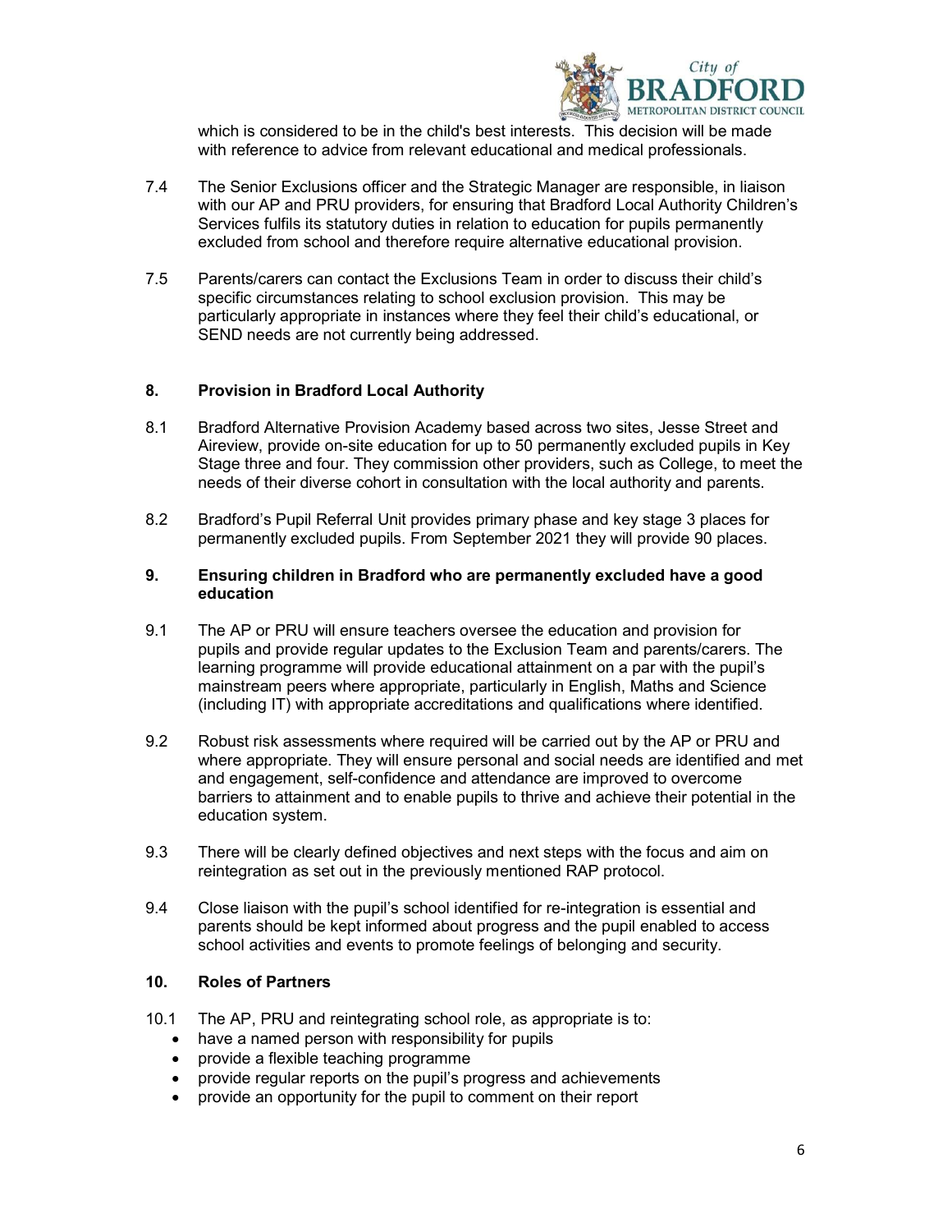which is considered to be in the child's best interests. This decision will be made with reference to advice from relevant educational and medical professionals.

7.4 The Senior Exclusions officer and the Strategic Manager are responsible, in liaison with our AP and PRU providers, for ensuring that Bradford Local Authority Children's Services fulfils its statutory duties in relation to education for pupils permanently excluded from school and therefore require alternative educational provision.

7.5 Parents/carers can contact the Exclusions Team in order to discuss their child's specific circumstances relating to school exclusion provision. This may be particularly appropriate in instances where they feel their child's educational, or SEND needs are not currently being addressed.

## 8. Provision in Bradford Local Authority

8.1 Bradford Alternative Provision Academy based across two sites, Jesse Street and Aireview, provide on-site education for up to 50 permanently excluded pupils in Key Stage three and four. They commission other providers, such as College, to meet the needs of their diverse cohort in consultation with the local authority and parents.

8.2 Bradford's Pupil Referral Unit provides primary phase and key stage 3 places for permanently excluded pupils. From September 2021 they will provide 90 places.

## 9. Ensuring children in Bradford who are permanently excluded have a good education

9.1 The AP or PRU will ensure teachers oversee the education and provision for pupils and provide regular updates to the Exclusion Team and parents/carers. The learning programme will provide educational attainment on a par with the pupil's mainstream peers where appropriate, particularly in English, Maths and Science (including IT) with appropriate accreditations and qualifications where identified.

9.2 Robust risk assessments where required will be carried out by the AP or PRU and where appropriate. They will ensure personal and social needs are identified and met and engagement, self-confidence and attendance are improved to overcome barriers to attainment and to enable pupils to thrive and achieve their potential in the education system.

9.3 There will be clearly defined objectives and next steps with the focus and aim on reintegration as set out in the previously mentioned RAP protocol.

9.4 Close liaison with the pupil's school identified for re-integration is essential and parents should be kept informed about progress and the pupil enabled to access school activities and events to promote feelings of belonging and security.

## 10. Roles of Partners

10.1 The AP, PRU and reintegrating school role, as appropriate is to:

- have a named person with responsibility for pupils
- provide a flexible teaching programme
- provide regular reports on the pupil's progress and achievements
- provide an opportunity for the pupil to comment on their report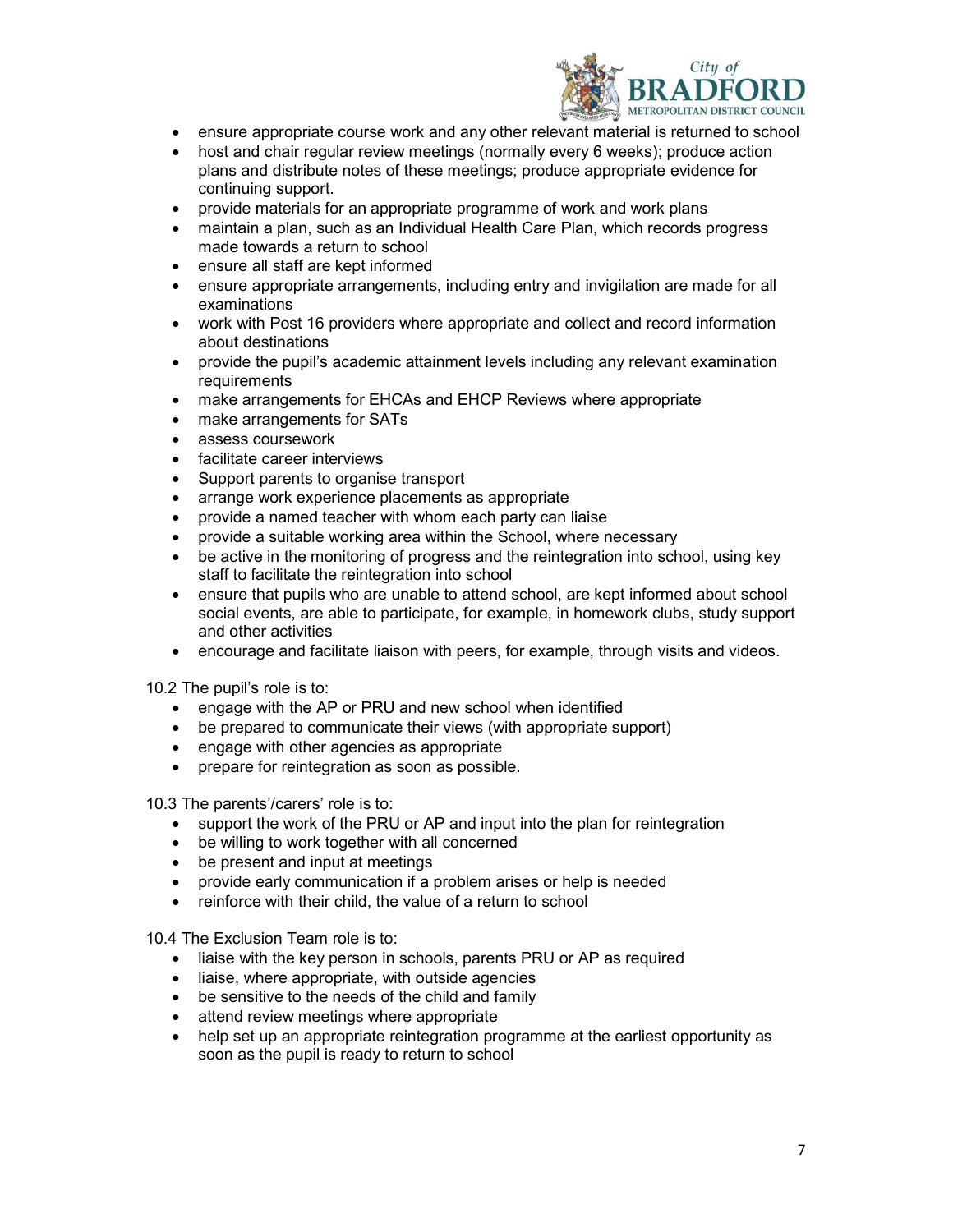- ensure appropriate course work and any other relevant material is returned to school
- host and chair regular review meetings (normally every 6 weeks); produce action plans and distribute notes of these meetings; produce appropriate evidence for continuing support.
- provide materials for an appropriate programme of work and work plans
- maintain a plan, such as an Individual Health Care Plan, which records progress made towards a return to school
- ensure all staff are kept informed
- ensure appropriate arrangements, including entry and invigilation are made for all examinations
- work with Post 16 providers where appropriate and collect and record information about destinations
- provide the pupil's academic attainment levels including any relevant examination requirements
- make arrangements for EHCAs and EHCP Reviews where appropriate
- make arrangements for SATs
- assess coursework
- facilitate career interviews
- Support parents to organise transport
- arrange work experience placements as appropriate
- provide a named teacher with whom each party can liaise
- provide a suitable working area within the School, where necessary
- be active in the monitoring of progress and the reintegration into school, using key staff to facilitate the reintegration into school
- ensure that pupils who are unable to attend school, are kept informed about school social events, are able to participate, for example, in homework clubs, study support and other activities
- encourage and facilitate liaison with peers, for example, through visits and videos.

10.2 The pupil's role is to:

- engage with the AP or PRU and new school when identified
- be prepared to communicate their views (with appropriate support)
- engage with other agencies as appropriate
- prepare for reintegration as soon as possible.

10.3 The parents'/carers' role is to:

- support the work of the PRU or AP and input into the plan for reintegration
- be willing to work together with all concerned
- be present and input at meetings
- provide early communication if a problem arises or help is needed
- reinforce with their child, the value of a return to school

10.4 The Exclusion Team role is to:

- liaise with the key person in schools, parents PRU or AP as required
- liaise, where appropriate, with outside agencies
- be sensitive to the needs of the child and family
- attend review meetings where appropriate
- help set up an appropriate reintegration programme at the earliest opportunity as soon as the pupil is ready to return to school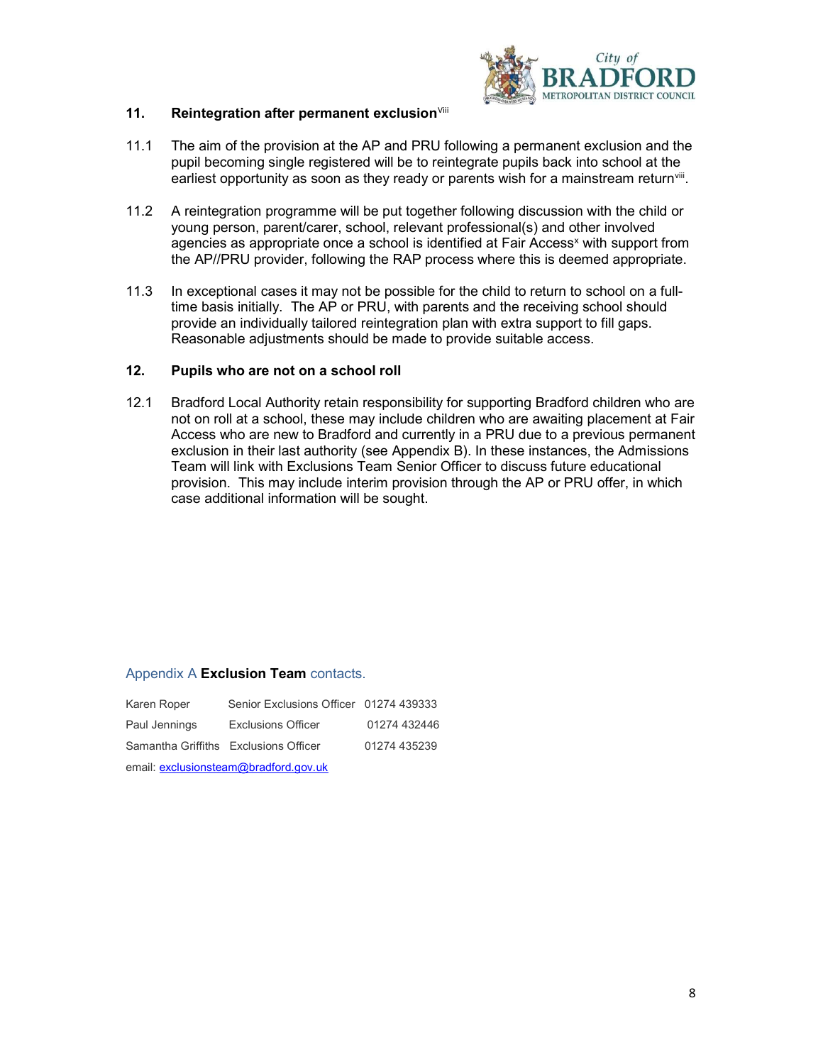## 11. Reintegration after permanent exclusion[viii]

11.1 The aim of the provision at the AP and PRU following a permanent exclusion and the pupil becoming single registered will be to reintegrate pupils back into school at the earliest opportunity as soon as they ready or parents wish for a mainstream return[viii].

11.2 A reintegration programme will be put together following discussion with the child or young person, parent/carer, school, relevant professional(s) and other involved agencies as appropriate once a school is identified at Fair Access[x] with support from the AP//PRU provider, following the RAP process where this is deemed appropriate.

11.3 In exceptional cases it may not be possible for the child to return to school on a full-time basis initially. The AP or PRU, with parents and the receiving school should provide an individually tailored reintegration plan with extra support to fill gaps. Reasonable adjustments should be made to provide suitable access.

## 12. Pupils who are not on a school roll

12.1 Bradford Local Authority retain responsibility for supporting Bradford children who are not on roll at a school, these may include children who are awaiting placement at Fair Access who are new to Bradford and currently in a PRU due to a previous permanent exclusion in their last authority (see Appendix B). In these instances, the Admissions Team will link with Exclusions Team Senior Officer to discuss future educational provision. This may include interim provision through the AP or PRU offer, in which case additional information will be sought.

## Appendix A **Exclusion Team** contacts.

| | | |
|---|---|---|
| Karen Roper | Senior Exclusions Officer | 01274 439333 |
| Paul Jennings | Exclusions Officer | 01274 432446 |
| Samantha Griffiths | Exclusions Officer | 01274 435239 |

email: exclusionsteam@bradford.gov.uk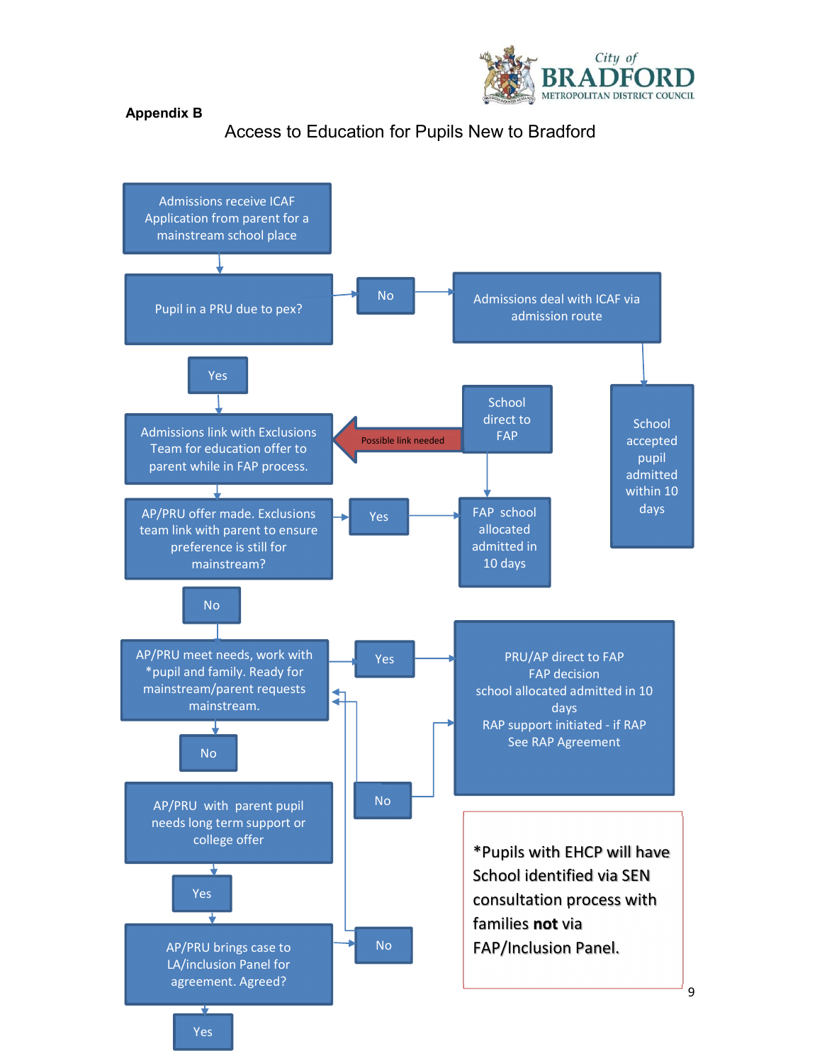**Appendix B**

# Access to Education for Pupils New to Bradford

Admissions receive ICAF Application from parent for a mainstream school place

Pupil in a PRU due to pex?

No

Admissions deal with ICAF via admission route

School accepted pupil admitted within 10 days

Yes

Admissions link with Exclusions Team for education offer to parent while in FAP process.

Possible link needed

School direct to FAP

AP/PRU offer made. Exclusions team link with parent to ensure preference is still for mainstream?

Yes

FAP school allocated admitted in 10 days

No

AP/PRU meet needs, work with *pupil and family. Ready for mainstream/parent requests mainstream.

Yes

PRU/AP direct to FAP
FAP decision
school allocated admitted in 10 days
RAP support initiated - if RAP
See RAP Agreement

No

No

AP/PRU with parent pupil needs long term support or college offer

Yes

AP/PRU brings case to LA/inclusion Panel for agreement. Agreed?

No

Yes

*Pupils with EHCP will have School identified via SEN consultation process with families **not** via FAP/Inclusion Panel.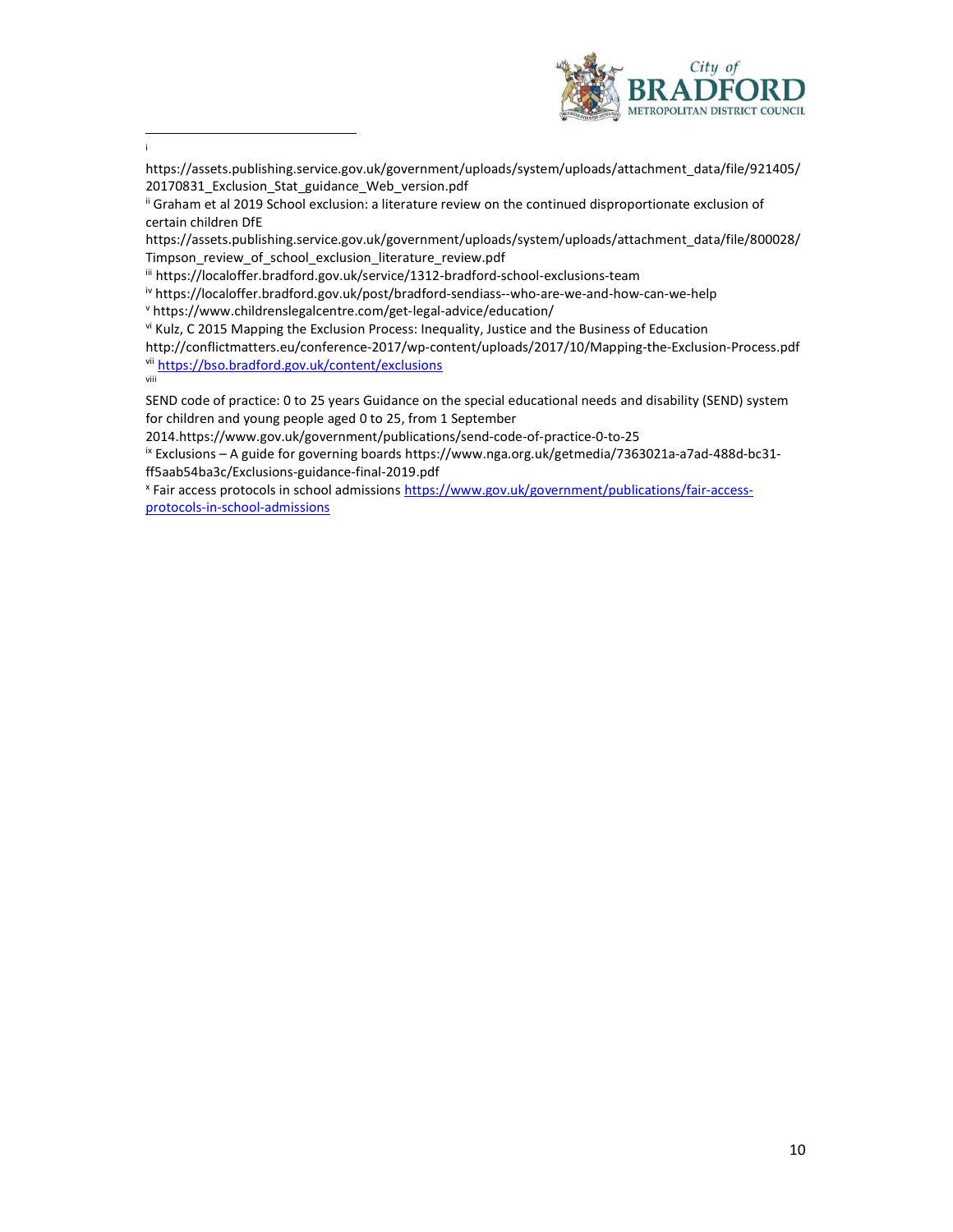[i] https://assets.publishing.service.gov.uk/government/uploads/system/uploads/attachment_data/file/921405/20170831_Exclusion_Stat_guidance_Web_version.pdf

[ii] Graham et al 2019 School exclusion: a literature review on the continued disproportionate exclusion of certain children DfE https://assets.publishing.service.gov.uk/government/uploads/system/uploads/attachment_data/file/800028/Timpson_review_of_school_exclusion_literature_review.pdf

[iii] https://localoffer.bradford.gov.uk/service/1312-bradford-school-exclusions-team

[iv] https://localoffer.bradford.gov.uk/post/bradford-sendiass--who-are-we-and-how-can-we-help

[v] https://www.childrenslegalcentre.com/get-legal-advice/education/

[vi] Kulz, C 2015 Mapping the Exclusion Process: Inequality, Justice and the Business of Education http://conflictmatters.eu/conference-2017/wp-content/uploads/2017/10/Mapping-the-Exclusion-Process.pdf

[vii] https://bso.bradford.gov.uk/content/exclusions

[viii] SEND code of practice: 0 to 25 years Guidance on the special educational needs and disability (SEND) system for children and young people aged 0 to 25, from 1 September 2014.https://www.gov.uk/government/publications/send-code-of-practice-0-to-25

[ix] Exclusions – A guide for governing boards https://www.nga.org.uk/getmedia/7363021a-a7ad-488d-bc31-ff5aab54ba3c/Exclusions-guidance-final-2019.pdf

[x] Fair access protocols in school admissions https://www.gov.uk/government/publications/fair-access-protocols-in-school-admissions